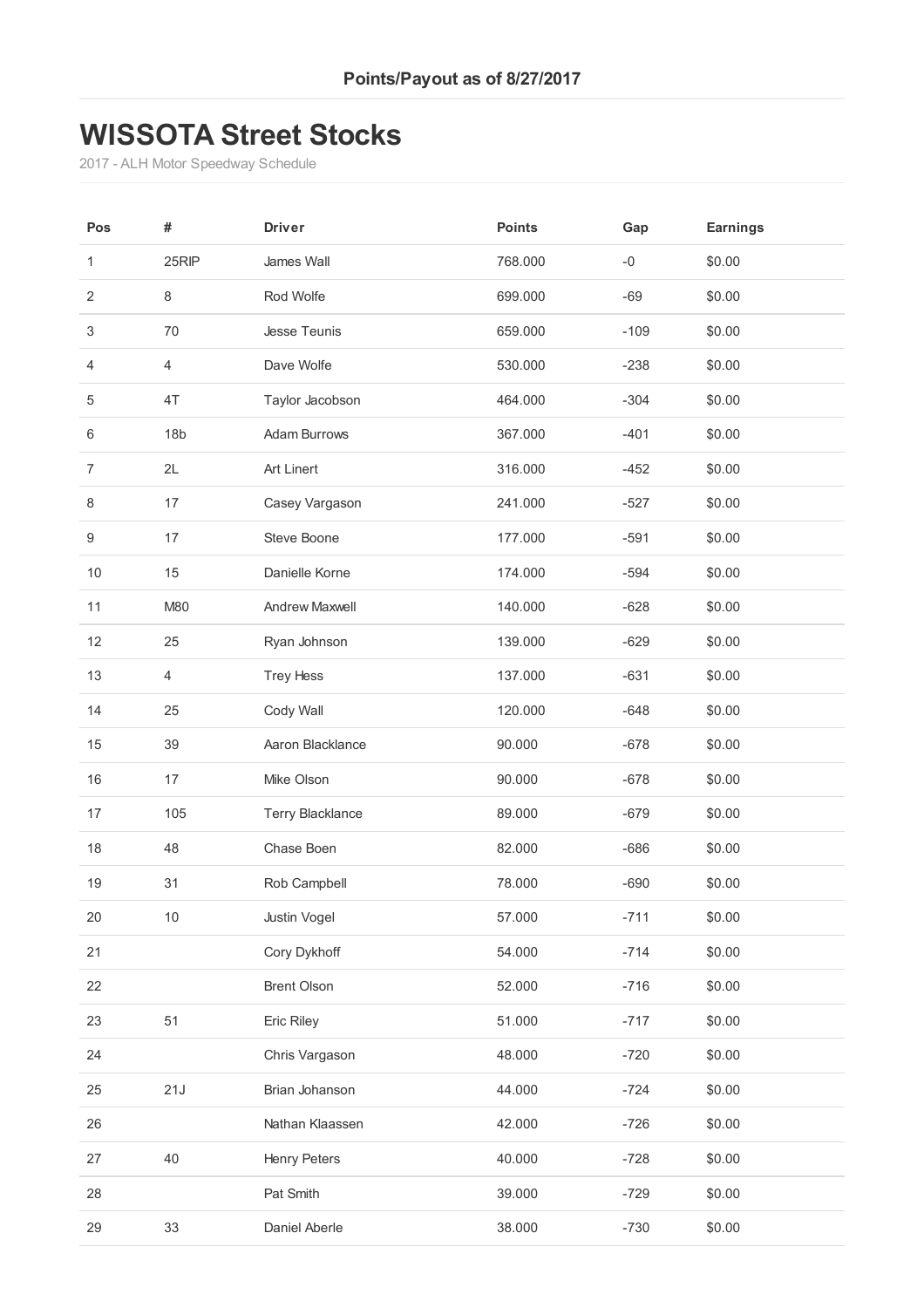**Points/Payout as of 8/27/2017**

# WISSOTA Street Stocks

2017 - ALH Motor Speedway Schedule

| Pos | # | Driver | Points | Gap | Earnings |
|---|---|---|---|---|---|
| 1 | 25RIP | James Wall | 768.000 | -0 | $0.00 |
| 2 | 8 | Rod Wolfe | 699.000 | -69 | $0.00 |
| 3 | 70 | Jesse Teunis | 659.000 | -109 | $0.00 |
| 4 | 4 | Dave Wolfe | 530.000 | -238 | $0.00 |
| 5 | 4T | Taylor Jacobson | 464.000 | -304 | $0.00 |
| 6 | 18b | Adam Burrows | 367.000 | -401 | $0.00 |
| 7 | 2L | Art Linert | 316.000 | -452 | $0.00 |
| 8 | 17 | Casey Vargason | 241.000 | -527 | $0.00 |
| 9 | 17 | Steve Boone | 177.000 | -591 | $0.00 |
| 10 | 15 | Danielle Korne | 174.000 | -594 | $0.00 |
| 11 | M80 | Andrew Maxwell | 140.000 | -628 | $0.00 |
| 12 | 25 | Ryan Johnson | 139.000 | -629 | $0.00 |
| 13 | 4 | Trey Hess | 137.000 | -631 | $0.00 |
| 14 | 25 | Cody Wall | 120.000 | -648 | $0.00 |
| 15 | 39 | Aaron Blacklance | 90.000 | -678 | $0.00 |
| 16 | 17 | Mike Olson | 90.000 | -678 | $0.00 |
| 17 | 105 | Terry Blacklance | 89.000 | -679 | $0.00 |
| 18 | 48 | Chase Boen | 82.000 | -686 | $0.00 |
| 19 | 31 | Rob Campbell | 78.000 | -690 | $0.00 |
| 20 | 10 | Justin Vogel | 57.000 | -711 | $0.00 |
| 21 | | Cory Dykhoff | 54.000 | -714 | $0.00 |
| 22 | | Brent Olson | 52.000 | -716 | $0.00 |
| 23 | 51 | Eric Riley | 51.000 | -717 | $0.00 |
| 24 | | Chris Vargason | 48.000 | -720 | $0.00 |
| 25 | 21J | Brian Johanson | 44.000 | -724 | $0.00 |
| 26 | | Nathan Klaassen | 42.000 | -726 | $0.00 |
| 27 | 40 | Henry Peters | 40.000 | -728 | $0.00 |
| 28 | | Pat Smith | 39.000 | -729 | $0.00 |
| 29 | 33 | Daniel Aberle | 38.000 | -730 | $0.00 |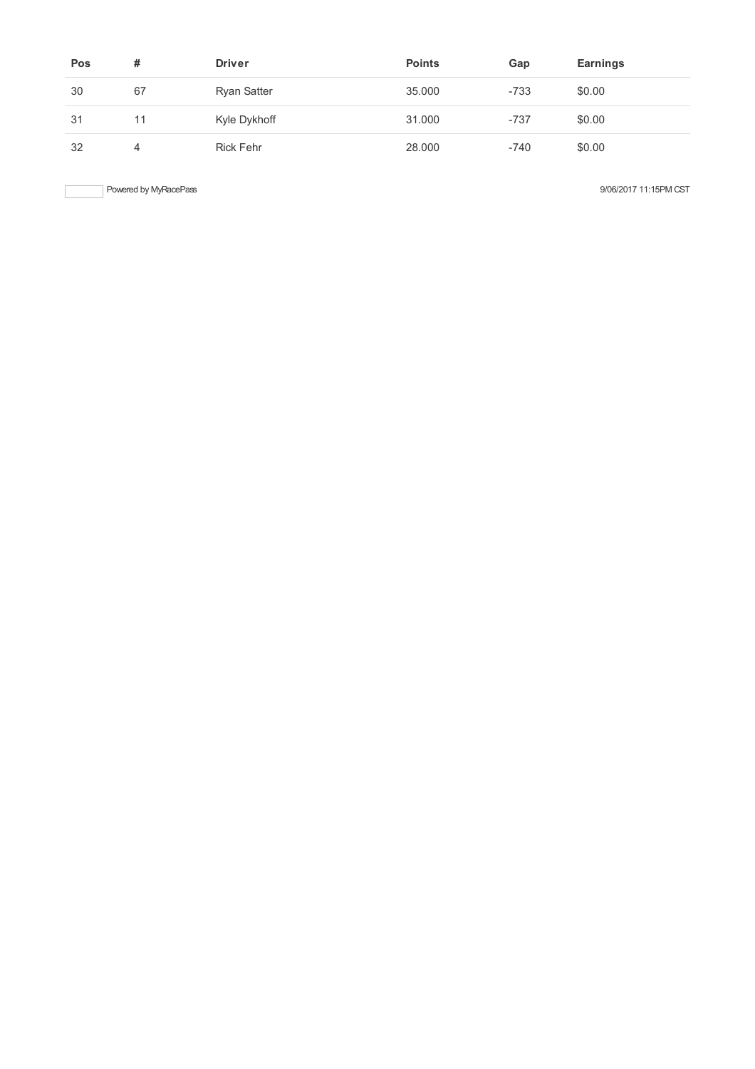| Pos | # | Driver | Points | Gap | Earnings |
| --- | --- | --- | --- | --- | --- |
| 30 | 67 | Ryan Satter | 35.000 | -733 | $0.00 |
| 31 | 11 | Kyle Dykhoff | 31.000 | -737 | $0.00 |
| 32 | 4 | Rick Fehr | 28.000 | -740 | $0.00 |

Powered by MyRacePass

9/06/2017 11:15PM CST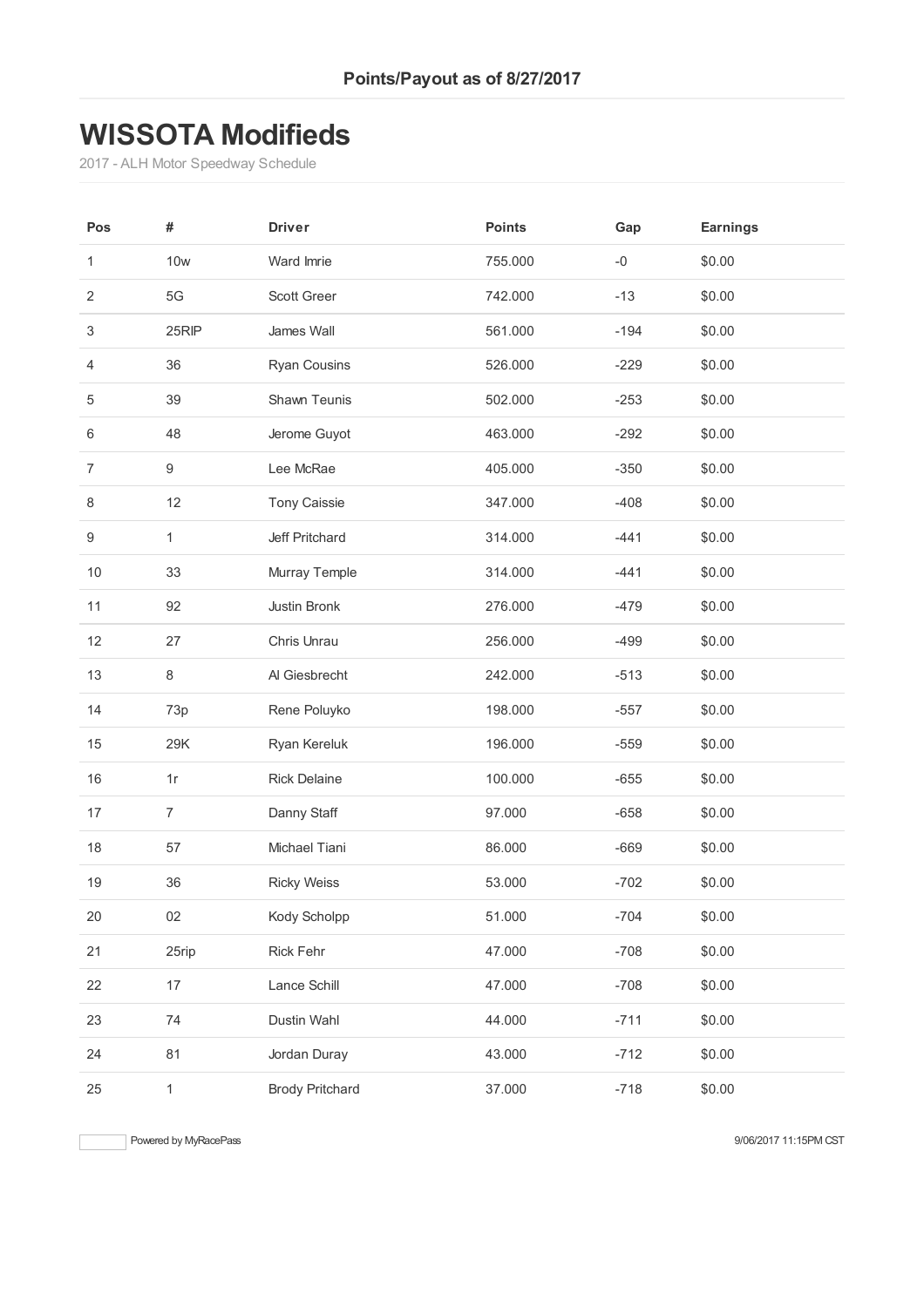**Points/Payout as of 8/27/2017**

# WISSOTA Modifieds

2017 - ALH Motor Speedway Schedule

| Pos | # | Driver | Points | Gap | Earnings |
|---|---|---|---|---|---|
| 1 | 10w | Ward Imrie | 755.000 | -0 | $0.00 |
| 2 | 5G | Scott Greer | 742.000 | -13 | $0.00 |
| 3 | 25RIP | James Wall | 561.000 | -194 | $0.00 |
| 4 | 36 | Ryan Cousins | 526.000 | -229 | $0.00 |
| 5 | 39 | Shawn Teunis | 502.000 | -253 | $0.00 |
| 6 | 48 | Jerome Guyot | 463.000 | -292 | $0.00 |
| 7 | 9 | Lee McRae | 405.000 | -350 | $0.00 |
| 8 | 12 | Tony Caissie | 347.000 | -408 | $0.00 |
| 9 | 1 | Jeff Pritchard | 314.000 | -441 | $0.00 |
| 10 | 33 | Murray Temple | 314.000 | -441 | $0.00 |
| 11 | 92 | Justin Bronk | 276.000 | -479 | $0.00 |
| 12 | 27 | Chris Unrau | 256.000 | -499 | $0.00 |
| 13 | 8 | Al Giesbrecht | 242.000 | -513 | $0.00 |
| 14 | 73p | Rene Poluyko | 198.000 | -557 | $0.00 |
| 15 | 29K | Ryan Kereluk | 196.000 | -559 | $0.00 |
| 16 | 1r | Rick Delaine | 100.000 | -655 | $0.00 |
| 17 | 7 | Danny Staff | 97.000 | -658 | $0.00 |
| 18 | 57 | Michael Tiani | 86.000 | -669 | $0.00 |
| 19 | 36 | Ricky Weiss | 53.000 | -702 | $0.00 |
| 20 | 02 | Kody Scholpp | 51.000 | -704 | $0.00 |
| 21 | 25rip | Rick Fehr | 47.000 | -708 | $0.00 |
| 22 | 17 | Lance Schill | 47.000 | -708 | $0.00 |
| 23 | 74 | Dustin Wahl | 44.000 | -711 | $0.00 |
| 24 | 81 | Jordan Duray | 43.000 | -712 | $0.00 |
| 25 | 1 | Brody Pritchard | 37.000 | -718 | $0.00 |

Powered by MyRacePass

9/06/2017 11:15PM CST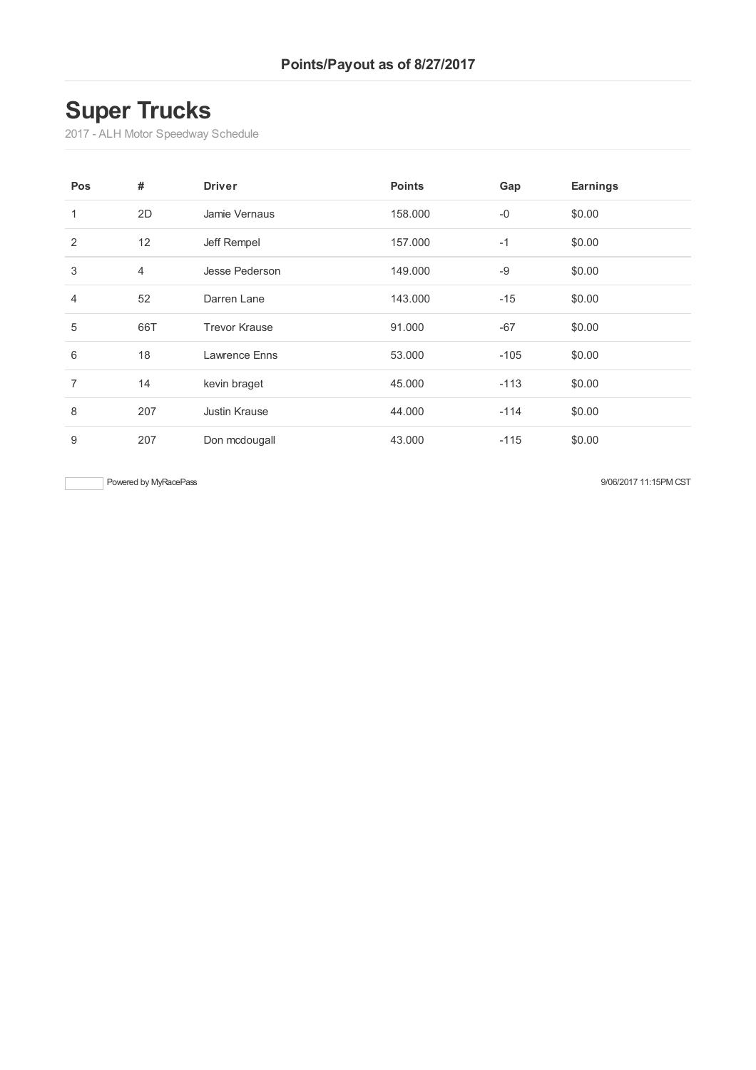Points/Payout as of 8/27/2017

# Super Trucks

2017 - ALH Motor Speedway Schedule

| Pos | # | Driver | Points | Gap | Earnings |
|---|---|---|---|---|---|
| 1 | 2D | Jamie Vernaus | 158.000 | -0 | $0.00 |
| 2 | 12 | Jeff Rempel | 157.000 | -1 | $0.00 |
| 3 | 4 | Jesse Pederson | 149.000 | -9 | $0.00 |
| 4 | 52 | Darren Lane | 143.000 | -15 | $0.00 |
| 5 | 66T | Trevor Krause | 91.000 | -67 | $0.00 |
| 6 | 18 | Lawrence Enns | 53.000 | -105 | $0.00 |
| 7 | 14 | kevin braget | 45.000 | -113 | $0.00 |
| 8 | 207 | Justin Krause | 44.000 | -114 | $0.00 |
| 9 | 207 | Don mcdougall | 43.000 | -115 | $0.00 |

Powered by MyRacePass

9/06/2017 11:15PM CST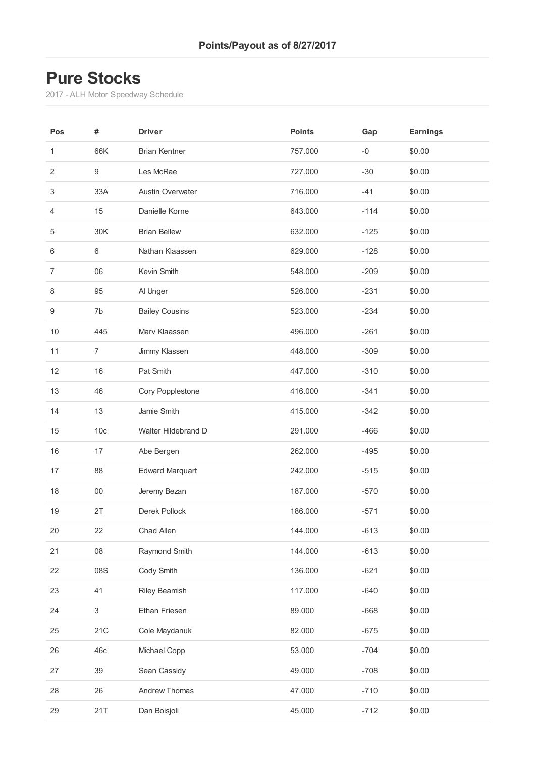**Points/Payout as of 8/27/2017**

# Pure Stocks

2017 - ALH Motor Speedway Schedule

| Pos | # | Driver | Points | Gap | Earnings |
|---|---|---|---|---|---|
| 1 | 66K | Brian Kentner | 757.000 | -0 | $0.00 |
| 2 | 9 | Les McRae | 727.000 | -30 | $0.00 |
| 3 | 33A | Austin Overwater | 716.000 | -41 | $0.00 |
| 4 | 15 | Danielle Korne | 643.000 | -114 | $0.00 |
| 5 | 30K | Brian Bellew | 632.000 | -125 | $0.00 |
| 6 | 6 | Nathan Klaassen | 629.000 | -128 | $0.00 |
| 7 | 06 | Kevin Smith | 548.000 | -209 | $0.00 |
| 8 | 95 | Al Unger | 526.000 | -231 | $0.00 |
| 9 | 7b | Bailey Cousins | 523.000 | -234 | $0.00 |
| 10 | 445 | Marv Klaassen | 496.000 | -261 | $0.00 |
| 11 | 7 | Jimmy Klassen | 448.000 | -309 | $0.00 |
| 12 | 16 | Pat Smith | 447.000 | -310 | $0.00 |
| 13 | 46 | Cory Popplestone | 416.000 | -341 | $0.00 |
| 14 | 13 | Jamie Smith | 415.000 | -342 | $0.00 |
| 15 | 10c | Walter Hildebrand D | 291.000 | -466 | $0.00 |
| 16 | 17 | Abe Bergen | 262.000 | -495 | $0.00 |
| 17 | 88 | Edward Marquart | 242.000 | -515 | $0.00 |
| 18 | 00 | Jeremy Bezan | 187.000 | -570 | $0.00 |
| 19 | 2T | Derek Pollock | 186.000 | -571 | $0.00 |
| 20 | 22 | Chad Allen | 144.000 | -613 | $0.00 |
| 21 | 08 | Raymond Smith | 144.000 | -613 | $0.00 |
| 22 | 08S | Cody Smith | 136.000 | -621 | $0.00 |
| 23 | 41 | Riley Beamish | 117.000 | -640 | $0.00 |
| 24 | 3 | Ethan Friesen | 89.000 | -668 | $0.00 |
| 25 | 21C | Cole Maydanuk | 82.000 | -675 | $0.00 |
| 26 | 46c | Michael Copp | 53.000 | -704 | $0.00 |
| 27 | 39 | Sean Cassidy | 49.000 | -708 | $0.00 |
| 28 | 26 | Andrew Thomas | 47.000 | -710 | $0.00 |
| 29 | 21T | Dan Boisjoli | 45.000 | -712 | $0.00 |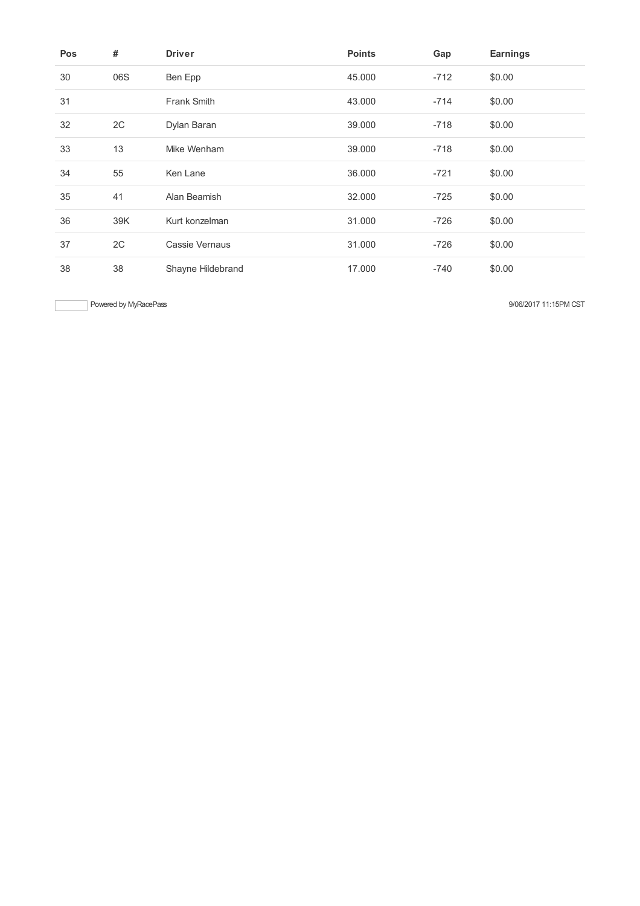| Pos | # | Driver | Points | Gap | Earnings |
|---|---|---|---|---|---|
| 30 | 06S | Ben Epp | 45.000 | -712 | $0.00 |
| 31 | | Frank Smith | 43.000 | -714 | $0.00 |
| 32 | 2C | Dylan Baran | 39.000 | -718 | $0.00 |
| 33 | 13 | Mike Wenham | 39.000 | -718 | $0.00 |
| 34 | 55 | Ken Lane | 36.000 | -721 | $0.00 |
| 35 | 41 | Alan Beamish | 32.000 | -725 | $0.00 |
| 36 | 39K | Kurt konzelman | 31.000 | -726 | $0.00 |
| 37 | 2C | Cassie Vernaus | 31.000 | -726 | $0.00 |
| 38 | 38 | Shayne Hildebrand | 17.000 | -740 | $0.00 |

Powered by MyRacePass

9/06/2017 11:15PM CST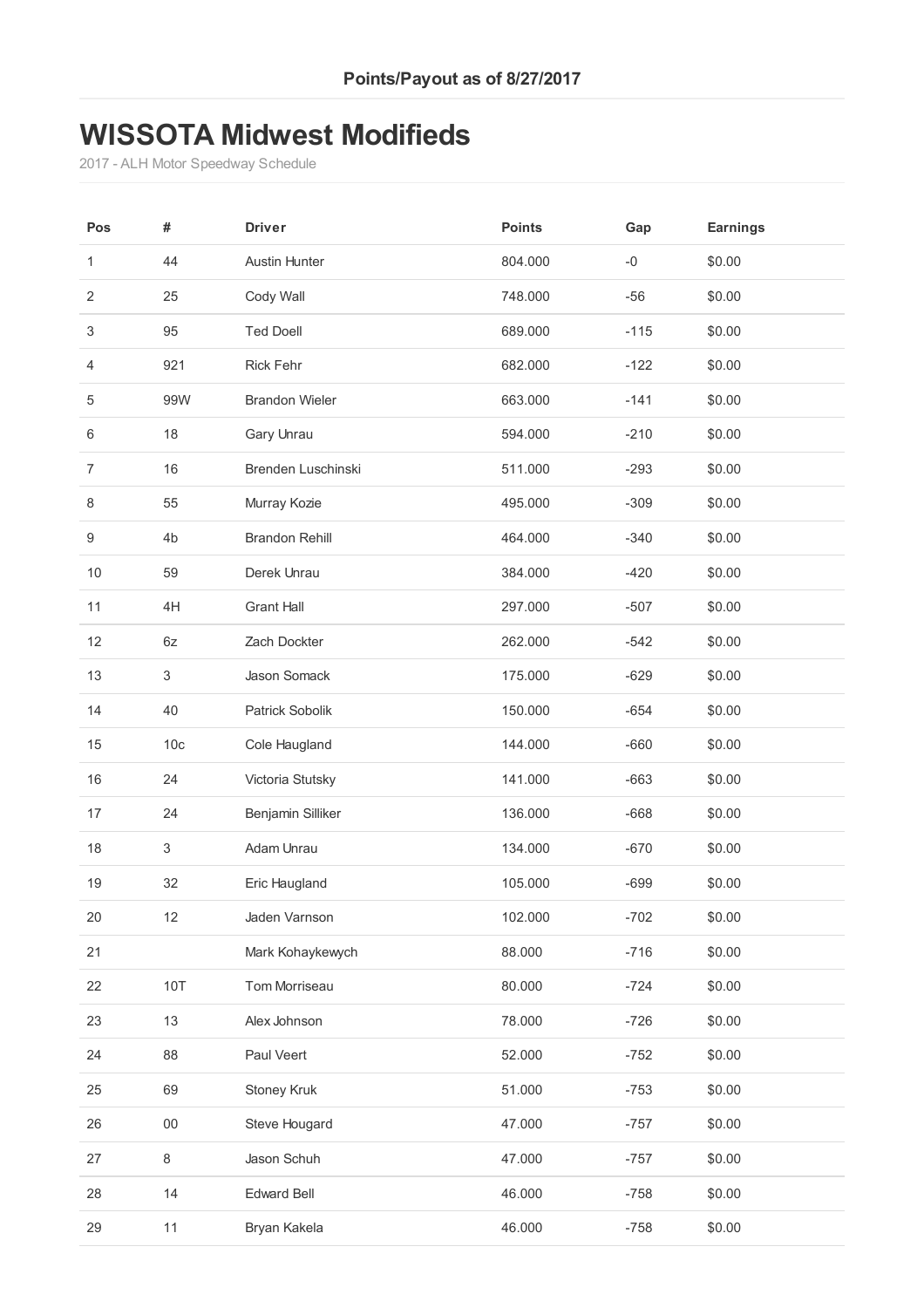**Points/Payout as of 8/27/2017**

# WISSOTA Midwest Modifieds

2017 - ALH Motor Speedway Schedule

| Pos | # | Driver | Points | Gap | Earnings |
|---|---|---|---|---|---|
| 1 | 44 | Austin Hunter | 804.000 | -0 | $0.00 |
| 2 | 25 | Cody Wall | 748.000 | -56 | $0.00 |
| 3 | 95 | Ted Doell | 689.000 | -115 | $0.00 |
| 4 | 921 | Rick Fehr | 682.000 | -122 | $0.00 |
| 5 | 99W | Brandon Wieler | 663.000 | -141 | $0.00 |
| 6 | 18 | Gary Unrau | 594.000 | -210 | $0.00 |
| 7 | 16 | Brenden Luschinski | 511.000 | -293 | $0.00 |
| 8 | 55 | Murray Kozie | 495.000 | -309 | $0.00 |
| 9 | 4b | Brandon Rehill | 464.000 | -340 | $0.00 |
| 10 | 59 | Derek Unrau | 384.000 | -420 | $0.00 |
| 11 | 4H | Grant Hall | 297.000 | -507 | $0.00 |
| 12 | 6z | Zach Dockter | 262.000 | -542 | $0.00 |
| 13 | 3 | Jason Somack | 175.000 | -629 | $0.00 |
| 14 | 40 | Patrick Sobolik | 150.000 | -654 | $0.00 |
| 15 | 10c | Cole Haugland | 144.000 | -660 | $0.00 |
| 16 | 24 | Victoria Stutsky | 141.000 | -663 | $0.00 |
| 17 | 24 | Benjamin Silliker | 136.000 | -668 | $0.00 |
| 18 | 3 | Adam Unrau | 134.000 | -670 | $0.00 |
| 19 | 32 | Eric Haugland | 105.000 | -699 | $0.00 |
| 20 | 12 | Jaden Varnson | 102.000 | -702 | $0.00 |
| 21 | | Mark Kohaykewych | 88.000 | -716 | $0.00 |
| 22 | 10T | Tom Morriseau | 80.000 | -724 | $0.00 |
| 23 | 13 | Alex Johnson | 78.000 | -726 | $0.00 |
| 24 | 88 | Paul Veert | 52.000 | -752 | $0.00 |
| 25 | 69 | Stoney Kruk | 51.000 | -753 | $0.00 |
| 26 | 00 | Steve Hougard | 47.000 | -757 | $0.00 |
| 27 | 8 | Jason Schuh | 47.000 | -757 | $0.00 |
| 28 | 14 | Edward Bell | 46.000 | -758 | $0.00 |
| 29 | 11 | Bryan Kakela | 46.000 | -758 | $0.00 |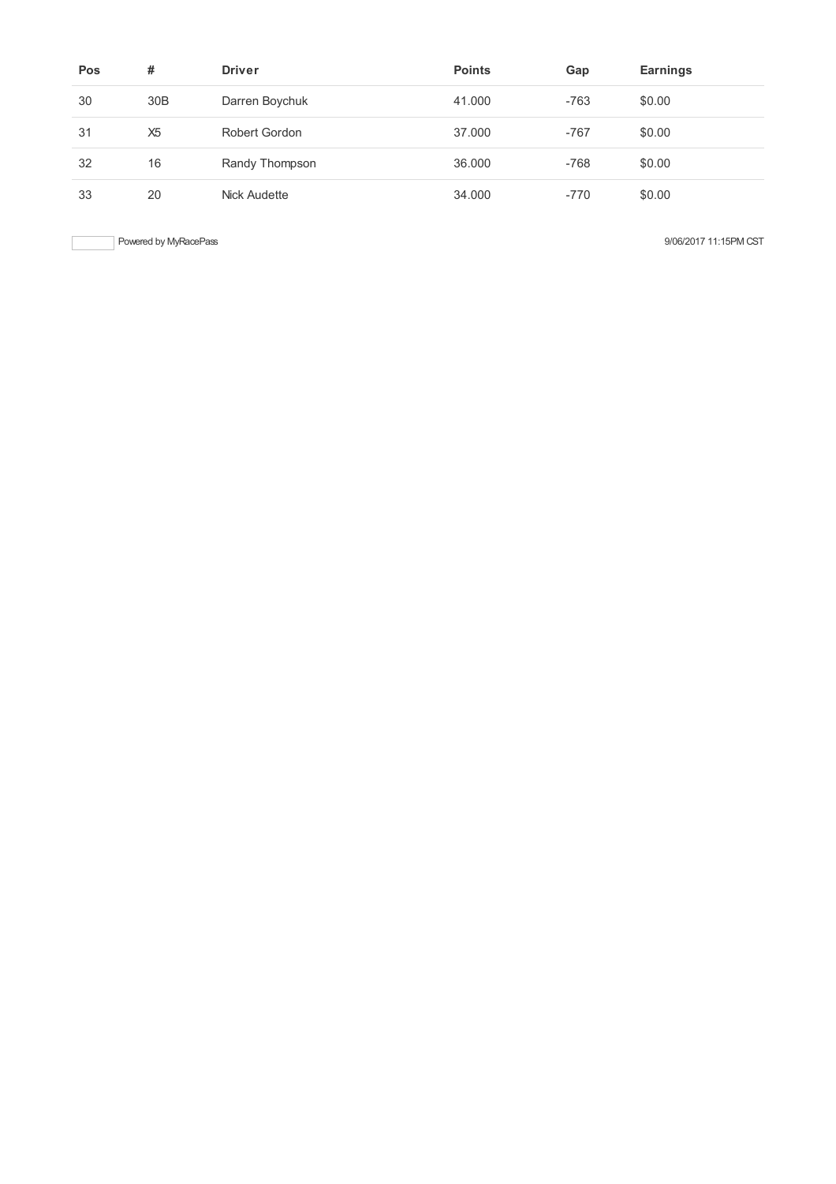| Pos | # | Driver | Points | Gap | Earnings |
|---|---|---|---|---|---|
| 30 | 30B | Darren Boychuk | 41.000 | -763 | $0.00 |
| 31 | X5 | Robert Gordon | 37.000 | -767 | $0.00 |
| 32 | 16 | Randy Thompson | 36.000 | -768 | $0.00 |
| 33 | 20 | Nick Audette | 34.000 | -770 | $0.00 |

Powered by MyRacePass

9/06/2017 11:15PM CST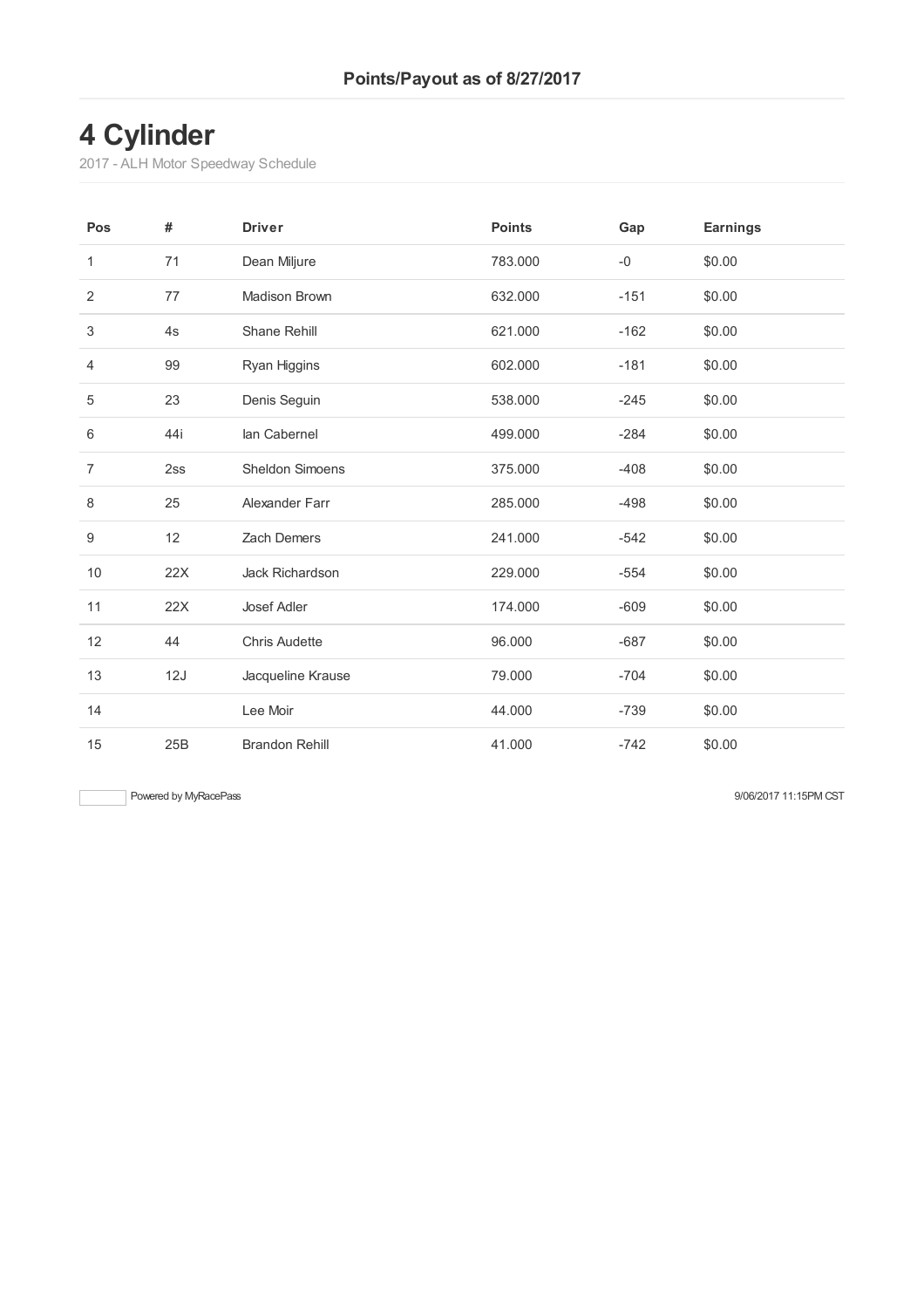**Points/Payout as of 8/27/2017**

# 4 Cylinder

2017 - ALH Motor Speedway Schedule

| Pos | # | Driver | Points | Gap | Earnings |
|---|---|---|---|---|---|
| 1 | 71 | Dean Miljure | 783.000 | -0 | $0.00 |
| 2 | 77 | Madison Brown | 632.000 | -151 | $0.00 |
| 3 | 4s | Shane Rehill | 621.000 | -162 | $0.00 |
| 4 | 99 | Ryan Higgins | 602.000 | -181 | $0.00 |
| 5 | 23 | Denis Seguin | 538.000 | -245 | $0.00 |
| 6 | 44i | Ian Cabernel | 499.000 | -284 | $0.00 |
| 7 | 2ss | Sheldon Simoens | 375.000 | -408 | $0.00 |
| 8 | 25 | Alexander Farr | 285.000 | -498 | $0.00 |
| 9 | 12 | Zach Demers | 241.000 | -542 | $0.00 |
| 10 | 22X | Jack Richardson | 229.000 | -554 | $0.00 |
| 11 | 22X | Josef Adler | 174.000 | -609 | $0.00 |
| 12 | 44 | Chris Audette | 96.000 | -687 | $0.00 |
| 13 | 12J | Jacqueline Krause | 79.000 | -704 | $0.00 |
| 14 | | Lee Moir | 44.000 | -739 | $0.00 |
| 15 | 25B | Brandon Rehill | 41.000 | -742 | $0.00 |

Powered by MyRacePass

9/06/2017 11:15PM CST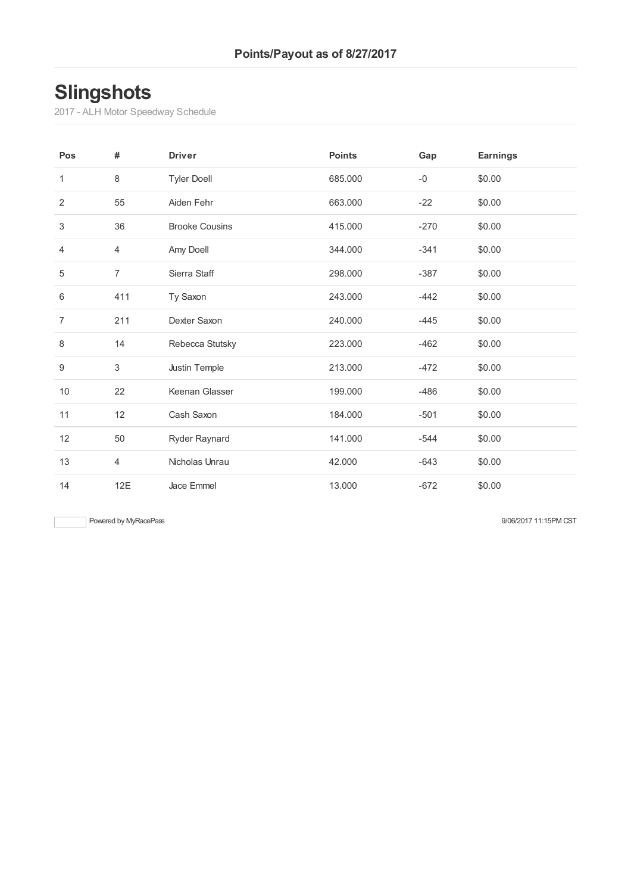**Points/Payout as of 8/27/2017**

# Slingshots

2017 - ALH Motor Speedway Schedule

| Pos | # | Driver | Points | Gap | Earnings |
|---|---|---|---|---|---|
| 1 | 8 | Tyler Doell | 685.000 | -0 | $0.00 |
| 2 | 55 | Aiden Fehr | 663.000 | -22 | $0.00 |
| 3 | 36 | Brooke Cousins | 415.000 | -270 | $0.00 |
| 4 | 4 | Amy Doell | 344.000 | -341 | $0.00 |
| 5 | 7 | Sierra Staff | 298.000 | -387 | $0.00 |
| 6 | 411 | Ty Saxon | 243.000 | -442 | $0.00 |
| 7 | 211 | Dexter Saxon | 240.000 | -445 | $0.00 |
| 8 | 14 | Rebecca Stutsky | 223.000 | -462 | $0.00 |
| 9 | 3 | Justin Temple | 213.000 | -472 | $0.00 |
| 10 | 22 | Keenan Glasser | 199.000 | -486 | $0.00 |
| 11 | 12 | Cash Saxon | 184.000 | -501 | $0.00 |
| 12 | 50 | Ryder Raynard | 141.000 | -544 | $0.00 |
| 13 | 4 | Nicholas Unrau | 42.000 | -643 | $0.00 |
| 14 | 12E | Jace Emmel | 13.000 | -672 | $0.00 |

Powered by MyRacePass

9/06/2017 11:15PM CST